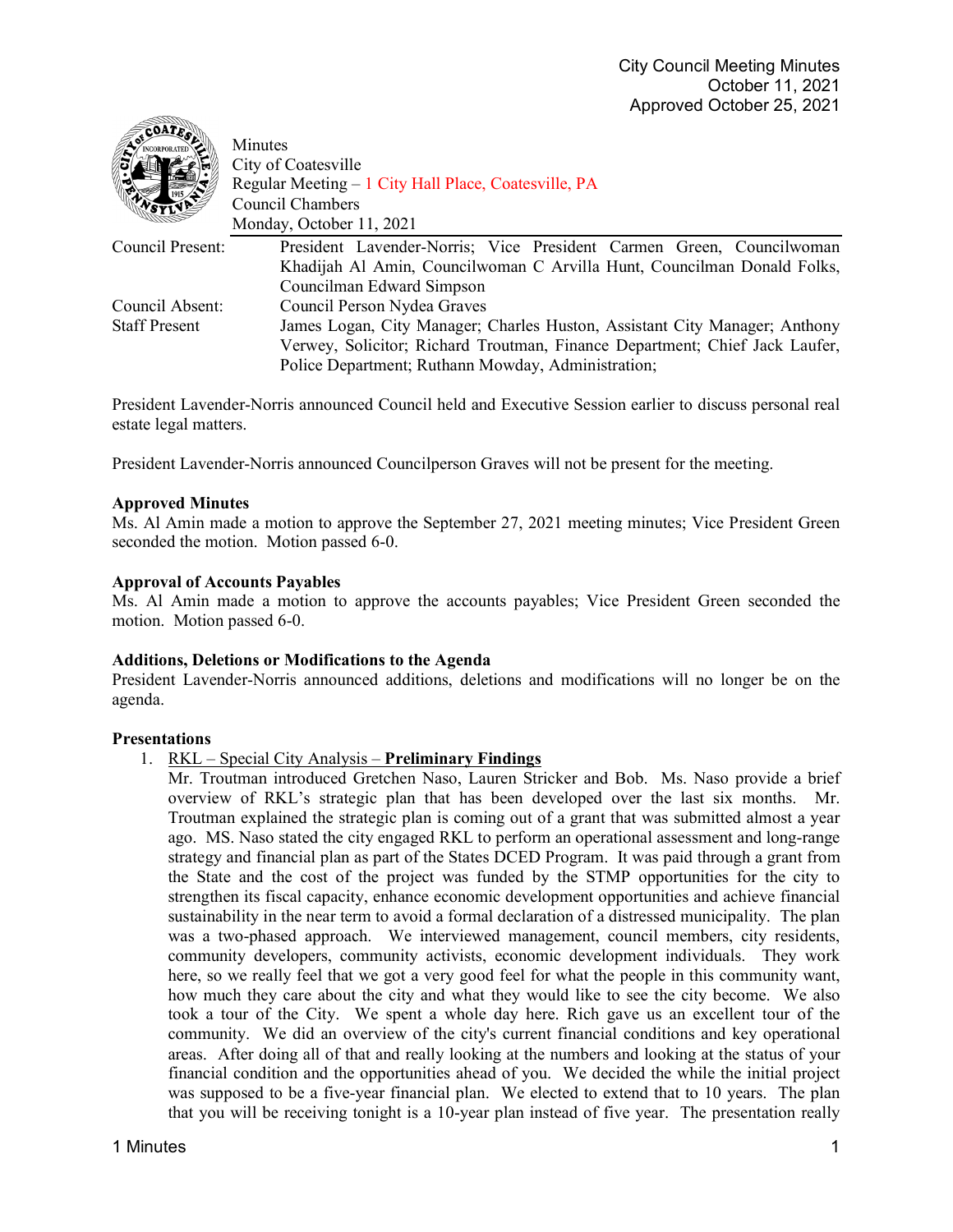City Council Meeting Minutes
October 11, 2021
Approved October 25, 2021

Minutes
City of Coatesville
Regular Meeting – 1 City Hall Place, Coatesville, PA
Council Chambers
Monday, October 11, 2021

| | |
|---|---|
| Council Present: | President Lavender-Norris; Vice President Carmen Green, Councilwoman Khadijah Al Amin, Councilwoman C Arvilla Hunt, Councilman Donald Folks, Councilman Edward Simpson |
| Council Absent: | Council Person Nydea Graves |
| Staff Present | James Logan, City Manager; Charles Huston, Assistant City Manager; Anthony Verwey, Solicitor; Richard Troutman, Finance Department; Chief Jack Laufer, Police Department; Ruthann Mowday, Administration; |

President Lavender-Norris announced Council held and Executive Session earlier to discuss personal real estate legal matters.

President Lavender-Norris announced Councilperson Graves will not be present for the meeting.

**Approved Minutes**
Ms. Al Amin made a motion to approve the September 27, 2021 meeting minutes; Vice President Green seconded the motion. Motion passed 6-0.

**Approval of Accounts Payables**
Ms. Al Amin made a motion to approve the accounts payables; Vice President Green seconded the motion. Motion passed 6-0.

**Additions, Deletions or Modifications to the Agenda**
President Lavender-Norris announced additions, deletions and modifications will no longer be on the agenda.

**Presentations**

1. RKL – Special City Analysis – **Preliminary Findings**
   Mr. Troutman introduced Gretchen Naso, Lauren Stricker and Bob. Ms. Naso provide a brief overview of RKL's strategic plan that has been developed over the last six months. Mr. Troutman explained the strategic plan is coming out of a grant that was submitted almost a year ago. MS. Naso stated the city engaged RKL to perform an operational assessment and long-range strategy and financial plan as part of the States DCED Program. It was paid through a grant from the State and the cost of the project was funded by the STMP opportunities for the city to strengthen its fiscal capacity, enhance economic development opportunities and achieve financial sustainability in the near term to avoid a formal declaration of a distressed municipality. The plan was a two-phased approach. We interviewed management, council members, city residents, community developers, community activists, economic development individuals. They work here, so we really feel that we got a very good feel for what the people in this community want, how much they care about the city and what they would like to see the city become. We also took a tour of the City. We spent a whole day here. Rich gave us an excellent tour of the community. We did an overview of the city's current financial conditions and key operational areas. After doing all of that and really looking at the numbers and looking at the status of your financial condition and the opportunities ahead of you. We decided the while the initial project was supposed to be a five-year financial plan. We elected to extend that to 10 years. The plan that you will be receiving tonight is a 10-year plan instead of five year. The presentation really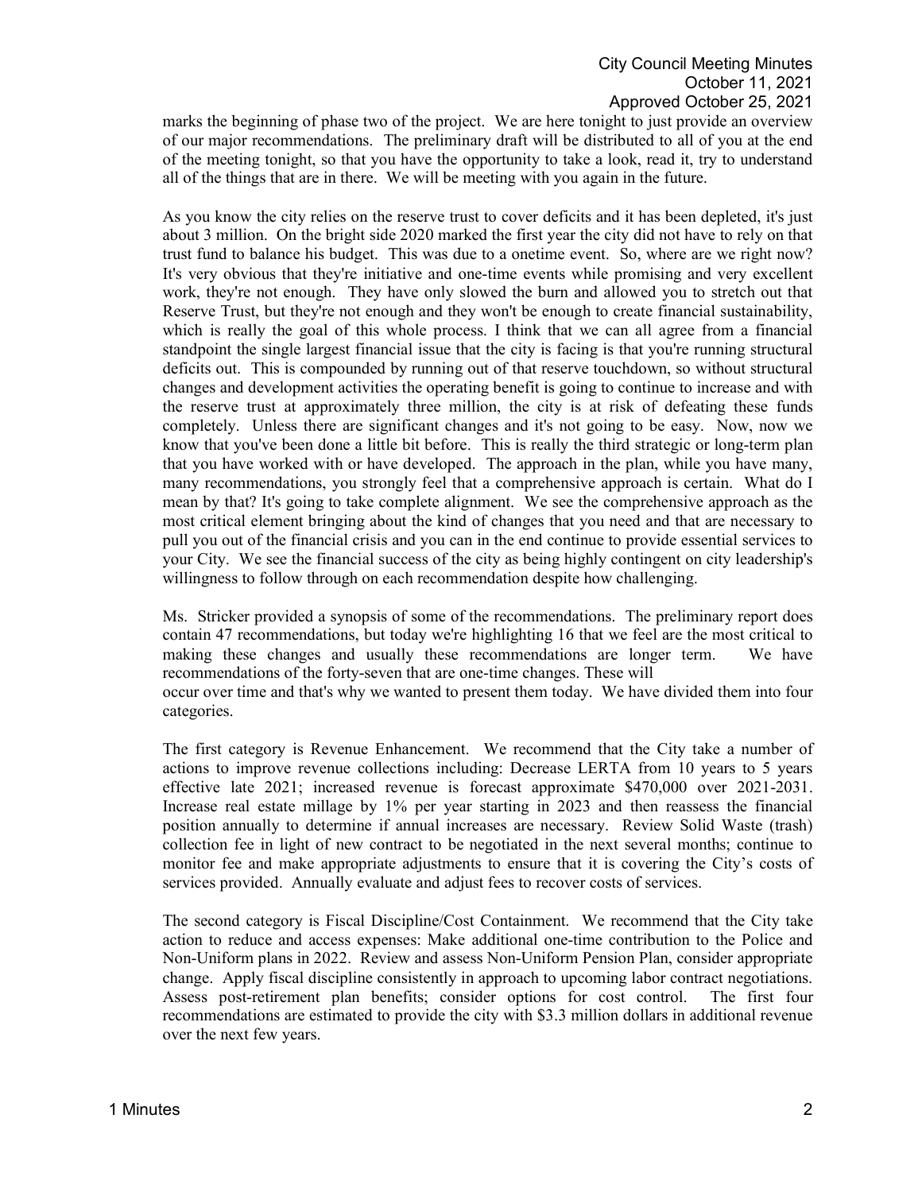marks the beginning of phase two of the project. We are here tonight to just provide an overview of our major recommendations. The preliminary draft will be distributed to all of you at the end of the meeting tonight, so that you have the opportunity to take a look, read it, try to understand all of the things that are in there. We will be meeting with you again in the future.

As you know the city relies on the reserve trust to cover deficits and it has been depleted, it's just about 3 million. On the bright side 2020 marked the first year the city did not have to rely on that trust fund to balance his budget. This was due to a onetime event. So, where are we right now? It's very obvious that they're initiative and one-time events while promising and very excellent work, they're not enough. They have only slowed the burn and allowed you to stretch out that Reserve Trust, but they're not enough and they won't be enough to create financial sustainability, which is really the goal of this whole process. I think that we can all agree from a financial standpoint the single largest financial issue that the city is facing is that you're running structural deficits out. This is compounded by running out of that reserve touchdown, so without structural changes and development activities the operating benefit is going to continue to increase and with the reserve trust at approximately three million, the city is at risk of defeating these funds completely. Unless there are significant changes and it's not going to be easy. Now, now we know that you've been done a little bit before. This is really the third strategic or long-term plan that you have worked with or have developed. The approach in the plan, while you have many, many recommendations, you strongly feel that a comprehensive approach is certain. What do I mean by that? It's going to take complete alignment. We see the comprehensive approach as the most critical element bringing about the kind of changes that you need and that are necessary to pull you out of the financial crisis and you can in the end continue to provide essential services to your City. We see the financial success of the city as being highly contingent on city leadership's willingness to follow through on each recommendation despite how challenging.

Ms. Stricker provided a synopsis of some of the recommendations. The preliminary report does contain 47 recommendations, but today we're highlighting 16 that we feel are the most critical to making these changes and usually these recommendations are longer term. We have recommendations of the forty-seven that are one-time changes. These will occur over time and that's why we wanted to present them today. We have divided them into four categories.

The first category is Revenue Enhancement. We recommend that the City take a number of actions to improve revenue collections including: Decrease LERTA from 10 years to 5 years effective late 2021; increased revenue is forecast approximate $470,000 over 2021-2031. Increase real estate millage by 1% per year starting in 2023 and then reassess the financial position annually to determine if annual increases are necessary. Review Solid Waste (trash) collection fee in light of new contract to be negotiated in the next several months; continue to monitor fee and make appropriate adjustments to ensure that it is covering the City's costs of services provided. Annually evaluate and adjust fees to recover costs of services.

The second category is Fiscal Discipline/Cost Containment. We recommend that the City take action to reduce and access expenses: Make additional one-time contribution to the Police and Non-Uniform plans in 2022. Review and assess Non-Uniform Pension Plan, consider appropriate change. Apply fiscal discipline consistently in approach to upcoming labor contract negotiations. Assess post-retirement plan benefits; consider options for cost control. The first four recommendations are estimated to provide the city with $3.3 million dollars in additional revenue over the next few years.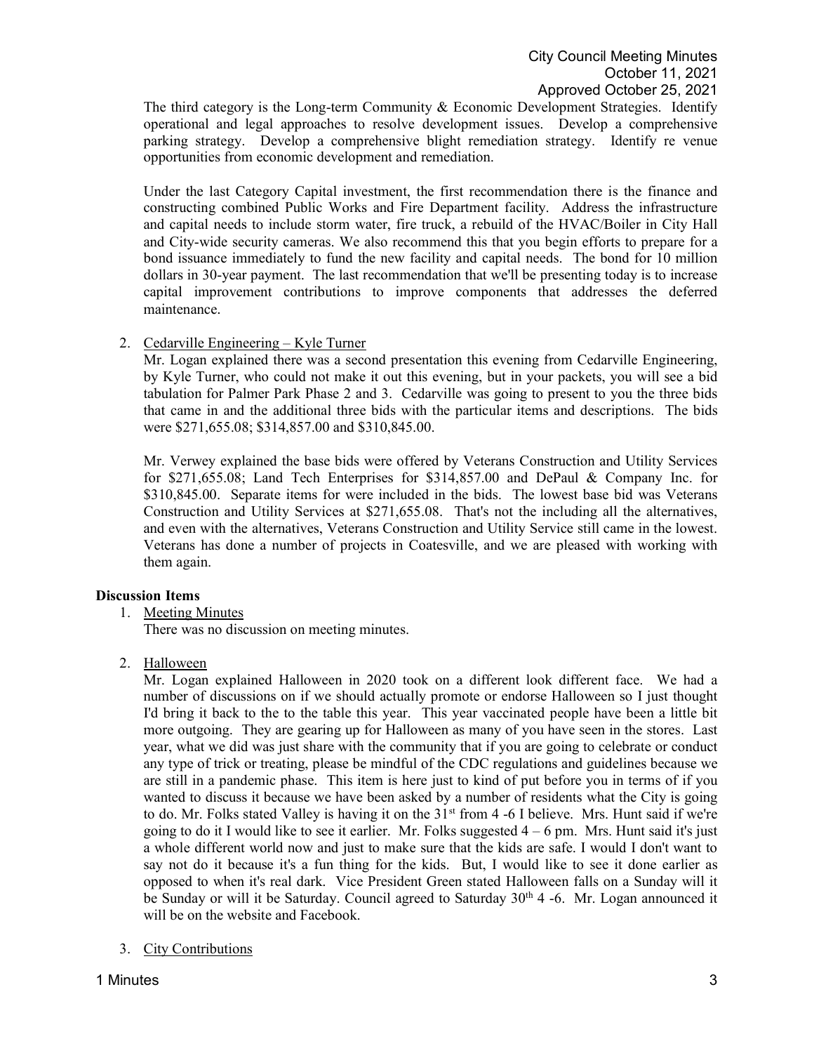The third category is the Long-term Community & Economic Development Strategies. Identify operational and legal approaches to resolve development issues. Develop a comprehensive parking strategy. Develop a comprehensive blight remediation strategy. Identify re venue opportunities from economic development and remediation.

Under the last Category Capital investment, the first recommendation there is the finance and constructing combined Public Works and Fire Department facility. Address the infrastructure and capital needs to include storm water, fire truck, a rebuild of the HVAC/Boiler in City Hall and City-wide security cameras. We also recommend this that you begin efforts to prepare for a bond issuance immediately to fund the new facility and capital needs. The bond for 10 million dollars in 30-year payment. The last recommendation that we'll be presenting today is to increase capital improvement contributions to improve components that addresses the deferred maintenance.

2. Cedarville Engineering – Kyle Turner

   Mr. Logan explained there was a second presentation this evening from Cedarville Engineering, by Kyle Turner, who could not make it out this evening, but in your packets, you will see a bid tabulation for Palmer Park Phase 2 and 3. Cedarville was going to present to you the three bids that came in and the additional three bids with the particular items and descriptions. The bids were $271,655.08; $314,857.00 and $310,845.00.

   Mr. Verwey explained the base bids were offered by Veterans Construction and Utility Services for $271,655.08; Land Tech Enterprises for $314,857.00 and DePaul & Company Inc. for $310,845.00. Separate items for were included in the bids. The lowest base bid was Veterans Construction and Utility Services at $271,655.08. That's not the including all the alternatives, and even with the alternatives, Veterans Construction and Utility Service still came in the lowest. Veterans has done a number of projects in Coatesville, and we are pleased with working with them again.

**Discussion Items**

1. Meeting Minutes

   There was no discussion on meeting minutes.

2. Halloween

   Mr. Logan explained Halloween in 2020 took on a different look different face. We had a number of discussions on if we should actually promote or endorse Halloween so I just thought I'd bring it back to the to the table this year. This year vaccinated people have been a little bit more outgoing. They are gearing up for Halloween as many of you have seen in the stores. Last year, what we did was just share with the community that if you are going to celebrate or conduct any type of trick or treating, please be mindful of the CDC regulations and guidelines because we are still in a pandemic phase. This item is here just to kind of put before you in terms of if you wanted to discuss it because we have been asked by a number of residents what the City is going to do. Mr. Folks stated Valley is having it on the 31st from 4 -6 I believe. Mrs. Hunt said if we're going to do it I would like to see it earlier. Mr. Folks suggested 4 – 6 pm. Mrs. Hunt said it's just a whole different world now and just to make sure that the kids are safe. I would I don't want to say not do it because it's a fun thing for the kids. But, I would like to see it done earlier as opposed to when it's real dark. Vice President Green stated Halloween falls on a Sunday will it be Sunday or will it be Saturday. Council agreed to Saturday 30th 4 -6. Mr. Logan announced it will be on the website and Facebook.

3. City Contributions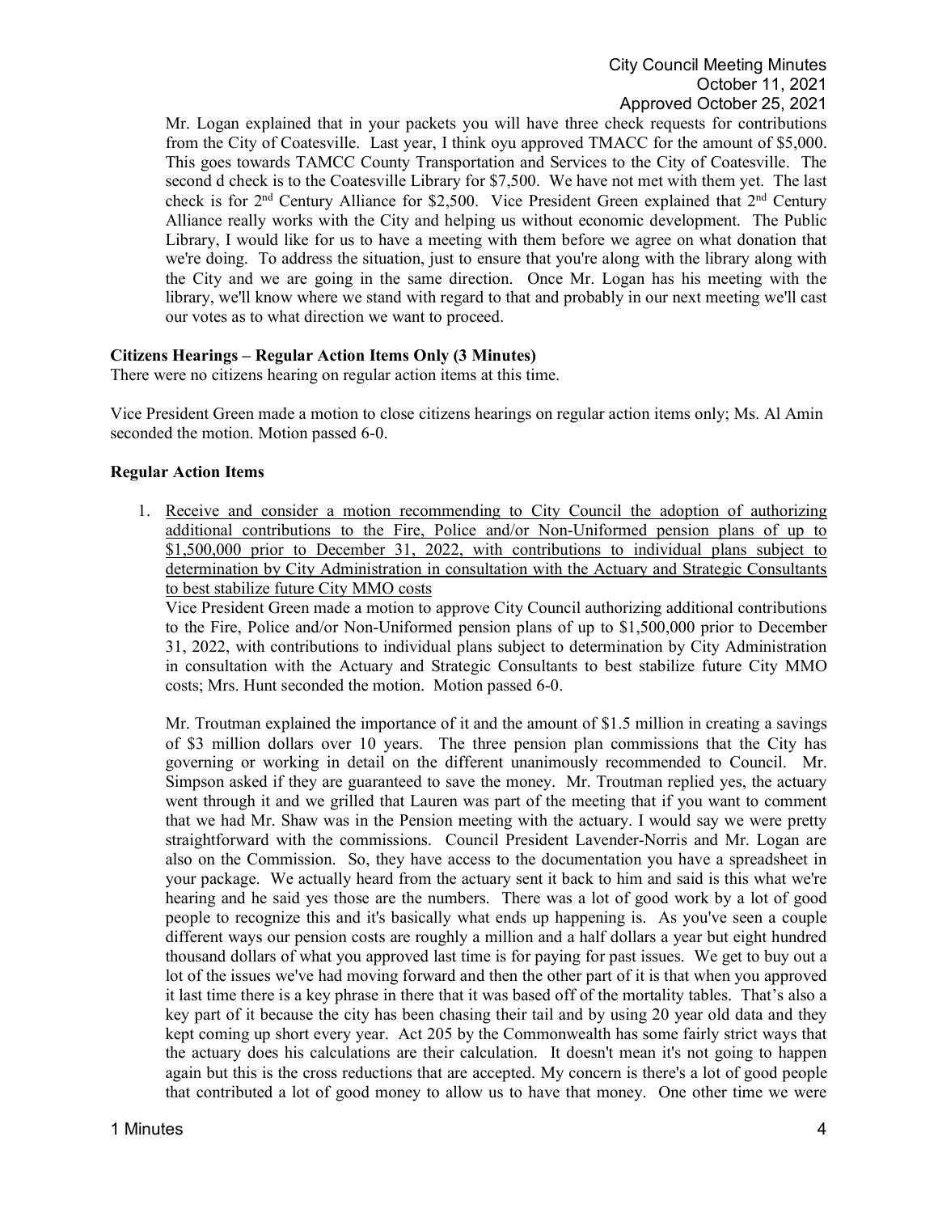Mr. Logan explained that in your packets you will have three check requests for contributions from the City of Coatesville. Last year, I think oyu approved TMACC for the amount of $5,000. This goes towards TAMCC County Transportation and Services to the City of Coatesville. The second d check is to the Coatesville Library for $7,500. We have not met with them yet. The last check is for 2nd Century Alliance for $2,500. Vice President Green explained that 2nd Century Alliance really works with the City and helping us without economic development. The Public Library, I would like for us to have a meeting with them before we agree on what donation that we're doing. To address the situation, just to ensure that you're along with the library along with the City and we are going in the same direction. Once Mr. Logan has his meeting with the library, we'll know where we stand with regard to that and probably in our next meeting we'll cast our votes as to what direction we want to proceed.

**Citizens Hearings – Regular Action Items Only (3 Minutes)**

There were no citizens hearing on regular action items at this time.

Vice President Green made a motion to close citizens hearings on regular action items only; Ms. Al Amin seconded the motion. Motion passed 6-0.

**Regular Action Items**

1. Receive and consider a motion recommending to City Council the adoption of authorizing additional contributions to the Fire, Police and/or Non-Uniformed pension plans of up to $1,500,000 prior to December 31, 2022, with contributions to individual plans subject to determination by City Administration in consultation with the Actuary and Strategic Consultants to best stabilize future City MMO costs

   Vice President Green made a motion to approve City Council authorizing additional contributions to the Fire, Police and/or Non-Uniformed pension plans of up to $1,500,000 prior to December 31, 2022, with contributions to individual plans subject to determination by City Administration in consultation with the Actuary and Strategic Consultants to best stabilize future City MMO costs; Mrs. Hunt seconded the motion. Motion passed 6-0.

   Mr. Troutman explained the importance of it and the amount of $1.5 million in creating a savings of $3 million dollars over 10 years. The three pension plan commissions that the City has governing or working in detail on the different unanimously recommended to Council. Mr. Simpson asked if they are guaranteed to save the money. Mr. Troutman replied yes, the actuary went through it and we grilled that Lauren was part of the meeting that if you want to comment that we had Mr. Shaw was in the Pension meeting with the actuary. I would say we were pretty straightforward with the commissions. Council President Lavender-Norris and Mr. Logan are also on the Commission. So, they have access to the documentation you have a spreadsheet in your package. We actually heard from the actuary sent it back to him and said is this what we're hearing and he said yes those are the numbers. There was a lot of good work by a lot of good people to recognize this and it's basically what ends up happening is. As you've seen a couple different ways our pension costs are roughly a million and a half dollars a year but eight hundred thousand dollars of what you approved last time is for paying for past issues. We get to buy out a lot of the issues we've had moving forward and then the other part of it is that when you approved it last time there is a key phrase in there that it was based off of the mortality tables. That's also a key part of it because the city has been chasing their tail and by using 20 year old data and they kept coming up short every year. Act 205 by the Commonwealth has some fairly strict ways that the actuary does his calculations are their calculation. It doesn't mean it's not going to happen again but this is the cross reductions that are accepted. My concern is there's a lot of good people that contributed a lot of good money to allow us to have that money. One other time we were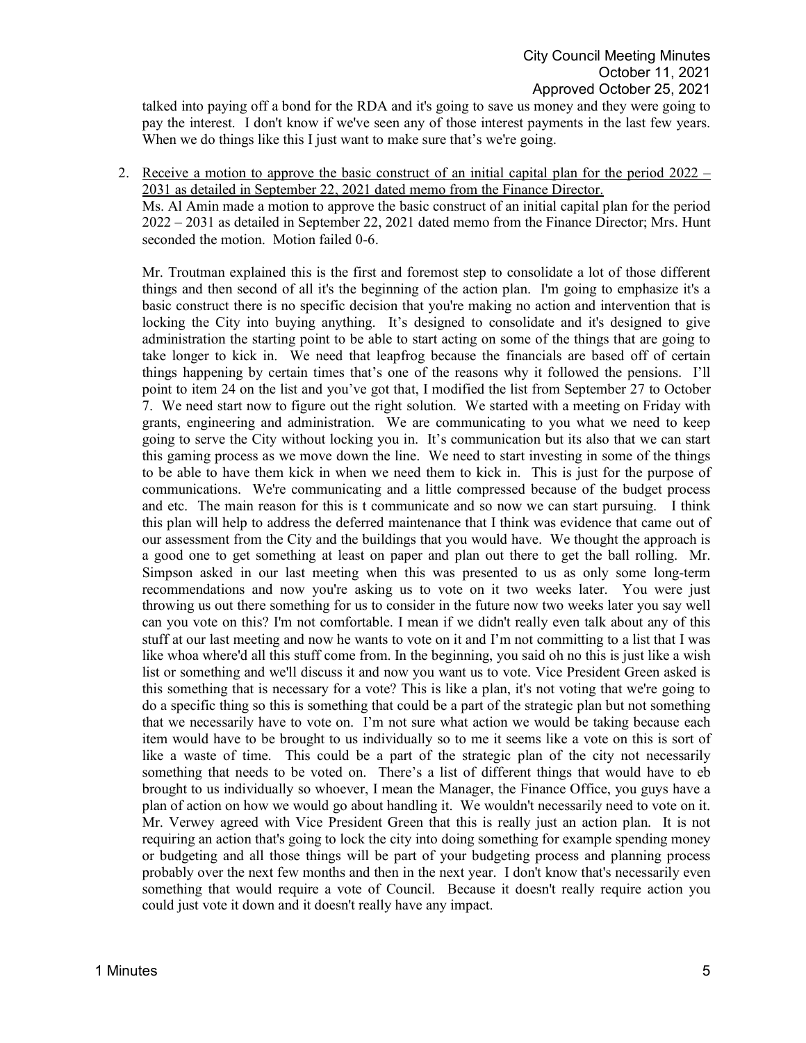talked into paying off a bond for the RDA and it's going to save us money and they were going to pay the interest. I don't know if we've seen any of those interest payments in the last few years. When we do things like this I just want to make sure that's we're going.

2. Receive a motion to approve the basic construct of an initial capital plan for the period 2022 – 2031 as detailed in September 22, 2021 dated memo from the Finance Director.
   Ms. Al Amin made a motion to approve the basic construct of an initial capital plan for the period 2022 – 2031 as detailed in September 22, 2021 dated memo from the Finance Director; Mrs. Hunt seconded the motion. Motion failed 0-6.

   Mr. Troutman explained this is the first and foremost step to consolidate a lot of those different things and then second of all it's the beginning of the action plan. I'm going to emphasize it's a basic construct there is no specific decision that you're making no action and intervention that is locking the City into buying anything. It's designed to consolidate and it's designed to give administration the starting point to be able to start acting on some of the things that are going to take longer to kick in. We need that leapfrog because the financials are based off of certain things happening by certain times that's one of the reasons why it followed the pensions. I'll point to item 24 on the list and you've got that, I modified the list from September 27 to October 7. We need start now to figure out the right solution. We started with a meeting on Friday with grants, engineering and administration. We are communicating to you what we need to keep going to serve the City without locking you in. It's communication but its also that we can start this gaming process as we move down the line. We need to start investing in some of the things to be able to have them kick in when we need them to kick in. This is just for the purpose of communications. We're communicating and a little compressed because of the budget process and etc. The main reason for this is t communicate and so now we can start pursuing. I think this plan will help to address the deferred maintenance that I think was evidence that came out of our assessment from the City and the buildings that you would have. We thought the approach is a good one to get something at least on paper and plan out there to get the ball rolling. Mr. Simpson asked in our last meeting when this was presented to us as only some long-term recommendations and now you're asking us to vote on it two weeks later. You were just throwing us out there something for us to consider in the future now two weeks later you say well can you vote on this? I'm not comfortable. I mean if we didn't really even talk about any of this stuff at our last meeting and now he wants to vote on it and I'm not committing to a list that I was like whoa where'd all this stuff come from. In the beginning, you said oh no this is just like a wish list or something and we'll discuss it and now you want us to vote. Vice President Green asked is this something that is necessary for a vote? This is like a plan, it's not voting that we're going to do a specific thing so this is something that could be a part of the strategic plan but not something that we necessarily have to vote on. I'm not sure what action we would be taking because each item would have to be brought to us individually so to me it seems like a vote on this is sort of like a waste of time. This could be a part of the strategic plan of the city not necessarily something that needs to be voted on. There's a list of different things that would have to eb brought to us individually so whoever, I mean the Manager, the Finance Office, you guys have a plan of action on how we would go about handling it. We wouldn't necessarily need to vote on it. Mr. Verwey agreed with Vice President Green that this is really just an action plan. It is not requiring an action that's going to lock the city into doing something for example spending money or budgeting and all those things will be part of your budgeting process and planning process probably over the next few months and then in the next year. I don't know that's necessarily even something that would require a vote of Council. Because it doesn't really require action you could just vote it down and it doesn't really have any impact.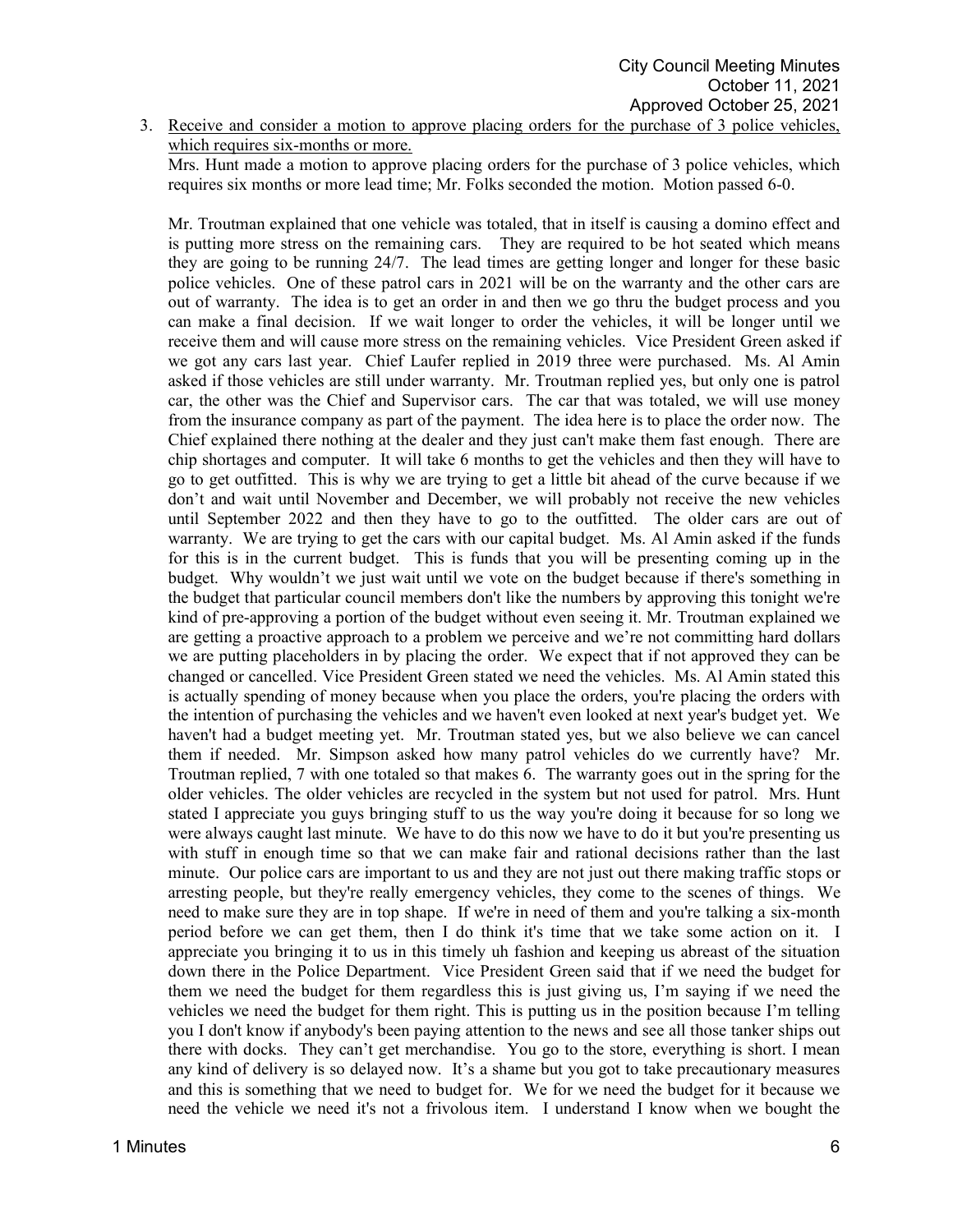3. Receive and consider a motion to approve placing orders for the purchase of 3 police vehicles, which requires six-months or more.

Mrs. Hunt made a motion to approve placing orders for the purchase of 3 police vehicles, which requires six months or more lead time; Mr. Folks seconded the motion. Motion passed 6-0.

Mr. Troutman explained that one vehicle was totaled, that in itself is causing a domino effect and is putting more stress on the remaining cars. They are required to be hot seated which means they are going to be running 24/7. The lead times are getting longer and longer for these basic police vehicles. One of these patrol cars in 2021 will be on the warranty and the other cars are out of warranty. The idea is to get an order in and then we go thru the budget process and you can make a final decision. If we wait longer to order the vehicles, it will be longer until we receive them and will cause more stress on the remaining vehicles. Vice President Green asked if we got any cars last year. Chief Laufer replied in 2019 three were purchased. Ms. Al Amin asked if those vehicles are still under warranty. Mr. Troutman replied yes, but only one is patrol car, the other was the Chief and Supervisor cars. The car that was totaled, we will use money from the insurance company as part of the payment. The idea here is to place the order now. The Chief explained there nothing at the dealer and they just can't make them fast enough. There are chip shortages and computer. It will take 6 months to get the vehicles and then they will have to go to get outfitted. This is why we are trying to get a little bit ahead of the curve because if we don't and wait until November and December, we will probably not receive the new vehicles until September 2022 and then they have to go to the outfitted. The older cars are out of warranty. We are trying to get the cars with our capital budget. Ms. Al Amin asked if the funds for this is in the current budget. This is funds that you will be presenting coming up in the budget. Why wouldn't we just wait until we vote on the budget because if there's something in the budget that particular council members don't like the numbers by approving this tonight we're kind of pre-approving a portion of the budget without even seeing it. Mr. Troutman explained we are getting a proactive approach to a problem we perceive and we're not committing hard dollars we are putting placeholders in by placing the order. We expect that if not approved they can be changed or cancelled. Vice President Green stated we need the vehicles. Ms. Al Amin stated this is actually spending of money because when you place the orders, you're placing the orders with the intention of purchasing the vehicles and we haven't even looked at next year's budget yet. We haven't had a budget meeting yet. Mr. Troutman stated yes, but we also believe we can cancel them if needed. Mr. Simpson asked how many patrol vehicles do we currently have? Mr. Troutman replied, 7 with one totaled so that makes 6. The warranty goes out in the spring for the older vehicles. The older vehicles are recycled in the system but not used for patrol. Mrs. Hunt stated I appreciate you guys bringing stuff to us the way you're doing it because for so long we were always caught last minute. We have to do this now we have to do it but you're presenting us with stuff in enough time so that we can make fair and rational decisions rather than the last minute. Our police cars are important to us and they are not just out there making traffic stops or arresting people, but they're really emergency vehicles, they come to the scenes of things. We need to make sure they are in top shape. If we're in need of them and you're talking a six-month period before we can get them, then I do think it's time that we take some action on it. I appreciate you bringing it to us in this timely uh fashion and keeping us abreast of the situation down there in the Police Department. Vice President Green said that if we need the budget for them we need the budget for them regardless this is just giving us, I'm saying if we need the vehicles we need the budget for them right. This is putting us in the position because I'm telling you I don't know if anybody's been paying attention to the news and see all those tanker ships out there with docks. They can't get merchandise. You go to the store, everything is short. I mean any kind of delivery is so delayed now. It's a shame but you got to take precautionary measures and this is something that we need to budget for. We for we need the budget for it because we need the vehicle we need it's not a frivolous item. I understand I know when we bought the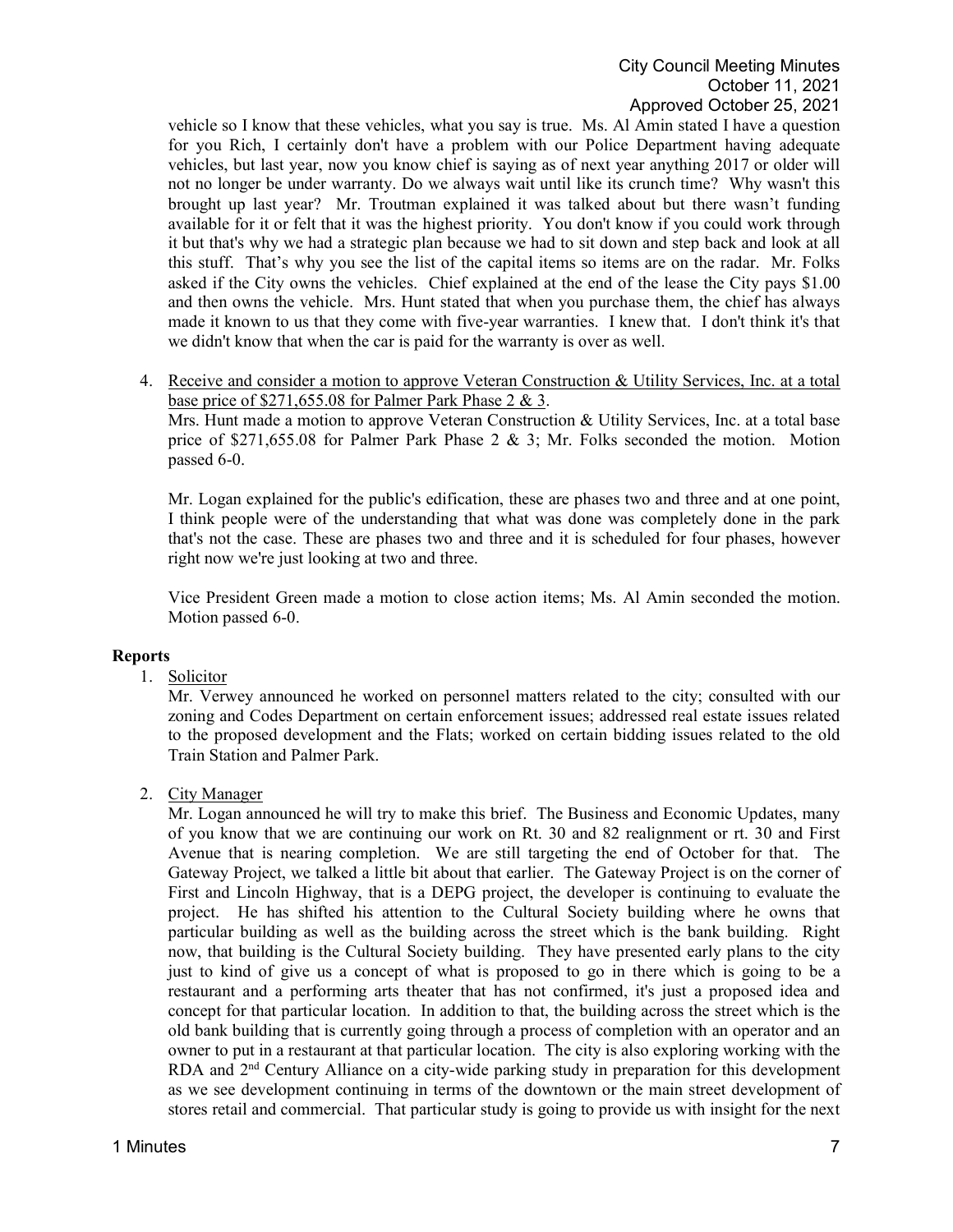vehicle so I know that these vehicles, what you say is true. Ms. Al Amin stated I have a question for you Rich, I certainly don't have a problem with our Police Department having adequate vehicles, but last year, now you know chief is saying as of next year anything 2017 or older will not no longer be under warranty. Do we always wait until like its crunch time? Why wasn't this brought up last year? Mr. Troutman explained it was talked about but there wasn't funding available for it or felt that it was the highest priority. You don't know if you could work through it but that's why we had a strategic plan because we had to sit down and step back and look at all this stuff. That's why you see the list of the capital items so items are on the radar. Mr. Folks asked if the City owns the vehicles. Chief explained at the end of the lease the City pays $1.00 and then owns the vehicle. Mrs. Hunt stated that when you purchase them, the chief has always made it known to us that they come with five-year warranties. I knew that. I don't think it's that we didn't know that when the car is paid for the warranty is over as well.

4. Receive and consider a motion to approve Veteran Construction & Utility Services, Inc. at a total base price of $271,655.08 for Palmer Park Phase 2 & 3.
   Mrs. Hunt made a motion to approve Veteran Construction & Utility Services, Inc. at a total base price of $271,655.08 for Palmer Park Phase 2 & 3; Mr. Folks seconded the motion. Motion passed 6-0.

   Mr. Logan explained for the public's edification, these are phases two and three and at one point, I think people were of the understanding that what was done was completely done in the park that's not the case. These are phases two and three and it is scheduled for four phases, however right now we're just looking at two and three.

   Vice President Green made a motion to close action items; Ms. Al Amin seconded the motion. Motion passed 6-0.

## Reports

1. Solicitor
   Mr. Verwey announced he worked on personnel matters related to the city; consulted with our zoning and Codes Department on certain enforcement issues; addressed real estate issues related to the proposed development and the Flats; worked on certain bidding issues related to the old Train Station and Palmer Park.

2. City Manager
   Mr. Logan announced he will try to make this brief. The Business and Economic Updates, many of you know that we are continuing our work on Rt. 30 and 82 realignment or rt. 30 and First Avenue that is nearing completion. We are still targeting the end of October for that. The Gateway Project, we talked a little bit about that earlier. The Gateway Project is on the corner of First and Lincoln Highway, that is a DEPG project, the developer is continuing to evaluate the project. He has shifted his attention to the Cultural Society building where he owns that particular building as well as the building across the street which is the bank building. Right now, that building is the Cultural Society building. They have presented early plans to the city just to kind of give us a concept of what is proposed to go in there which is going to be a restaurant and a performing arts theater that has not confirmed, it's just a proposed idea and concept for that particular location. In addition to that, the building across the street which is the old bank building that is currently going through a process of completion with an operator and an owner to put in a restaurant at that particular location. The city is also exploring working with the RDA and 2nd Century Alliance on a city-wide parking study in preparation for this development as we see development continuing in terms of the downtown or the main street development of stores retail and commercial. That particular study is going to provide us with insight for the next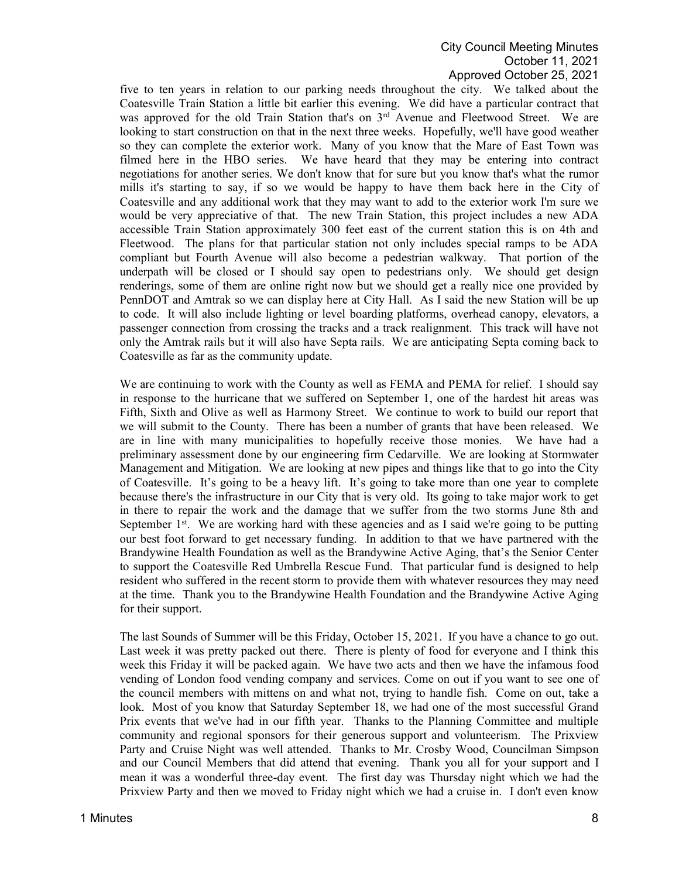five to ten years in relation to our parking needs throughout the city. We talked about the Coatesville Train Station a little bit earlier this evening. We did have a particular contract that was approved for the old Train Station that's on 3rd Avenue and Fleetwood Street. We are looking to start construction on that in the next three weeks. Hopefully, we'll have good weather so they can complete the exterior work. Many of you know that the Mare of East Town was filmed here in the HBO series. We have heard that they may be entering into contract negotiations for another series. We don't know that for sure but you know that's what the rumor mills it's starting to say, if so we would be happy to have them back here in the City of Coatesville and any additional work that they may want to add to the exterior work I'm sure we would be very appreciative of that. The new Train Station, this project includes a new ADA accessible Train Station approximately 300 feet east of the current station this is on 4th and Fleetwood. The plans for that particular station not only includes special ramps to be ADA compliant but Fourth Avenue will also become a pedestrian walkway. That portion of the underpath will be closed or I should say open to pedestrians only. We should get design renderings, some of them are online right now but we should get a really nice one provided by PennDOT and Amtrak so we can display here at City Hall. As I said the new Station will be up to code. It will also include lighting or level boarding platforms, overhead canopy, elevators, a passenger connection from crossing the tracks and a track realignment. This track will have not only the Amtrak rails but it will also have Septa rails. We are anticipating Septa coming back to Coatesville as far as the community update.

We are continuing to work with the County as well as FEMA and PEMA for relief. I should say in response to the hurricane that we suffered on September 1, one of the hardest hit areas was Fifth, Sixth and Olive as well as Harmony Street. We continue to work to build our report that we will submit to the County. There has been a number of grants that have been released. We are in line with many municipalities to hopefully receive those monies. We have had a preliminary assessment done by our engineering firm Cedarville. We are looking at Stormwater Management and Mitigation. We are looking at new pipes and things like that to go into the City of Coatesville. It's going to be a heavy lift. It's going to take more than one year to complete because there's the infrastructure in our City that is very old. Its going to take major work to get in there to repair the work and the damage that we suffer from the two storms June 8th and September 1st. We are working hard with these agencies and as I said we're going to be putting our best foot forward to get necessary funding. In addition to that we have partnered with the Brandywine Health Foundation as well as the Brandywine Active Aging, that's the Senior Center to support the Coatesville Red Umbrella Rescue Fund. That particular fund is designed to help resident who suffered in the recent storm to provide them with whatever resources they may need at the time. Thank you to the Brandywine Health Foundation and the Brandywine Active Aging for their support.

The last Sounds of Summer will be this Friday, October 15, 2021. If you have a chance to go out. Last week it was pretty packed out there. There is plenty of food for everyone and I think this week this Friday it will be packed again. We have two acts and then we have the infamous food vending of London food vending company and services. Come on out if you want to see one of the council members with mittens on and what not, trying to handle fish. Come on out, take a look. Most of you know that Saturday September 18, we had one of the most successful Grand Prix events that we've had in our fifth year. Thanks to the Planning Committee and multiple community and regional sponsors for their generous support and volunteerism. The Prixview Party and Cruise Night was well attended. Thanks to Mr. Crosby Wood, Councilman Simpson and our Council Members that did attend that evening. Thank you all for your support and I mean it was a wonderful three-day event. The first day was Thursday night which we had the Prixview Party and then we moved to Friday night which we had a cruise in. I don't even know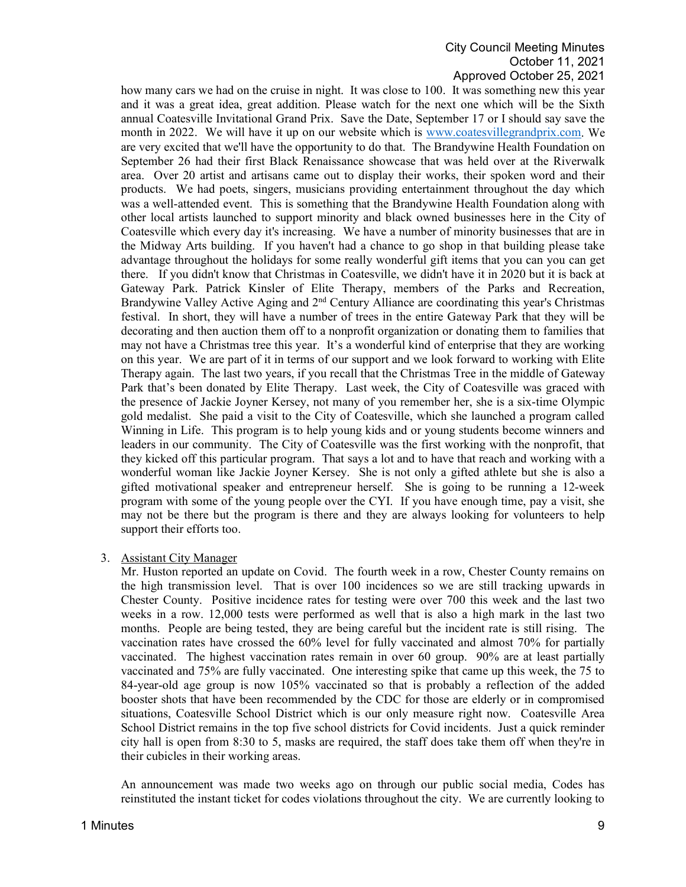how many cars we had on the cruise in night. It was close to 100. It was something new this year and it was a great idea, great addition. Please watch for the next one which will be the Sixth annual Coatesville Invitational Grand Prix. Save the Date, September 17 or I should say save the month in 2022. We will have it up on our website which is www.coatesvillegrandprix.com. We are very excited that we'll have the opportunity to do that. The Brandywine Health Foundation on September 26 had their first Black Renaissance showcase that was held over at the Riverwalk area. Over 20 artist and artisans came out to display their works, their spoken word and their products. We had poets, singers, musicians providing entertainment throughout the day which was a well-attended event. This is something that the Brandywine Health Foundation along with other local artists launched to support minority and black owned businesses here in the City of Coatesville which every day it's increasing. We have a number of minority businesses that are in the Midway Arts building. If you haven't had a chance to go shop in that building please take advantage throughout the holidays for some really wonderful gift items that you can you can get there. If you didn't know that Christmas in Coatesville, we didn't have it in 2020 but it is back at Gateway Park. Patrick Kinsler of Elite Therapy, members of the Parks and Recreation, Brandywine Valley Active Aging and 2nd Century Alliance are coordinating this year's Christmas festival. In short, they will have a number of trees in the entire Gateway Park that they will be decorating and then auction them off to a nonprofit organization or donating them to families that may not have a Christmas tree this year. It's a wonderful kind of enterprise that they are working on this year. We are part of it in terms of our support and we look forward to working with Elite Therapy again. The last two years, if you recall that the Christmas Tree in the middle of Gateway Park that's been donated by Elite Therapy. Last week, the City of Coatesville was graced with the presence of Jackie Joyner Kersey, not many of you remember her, she is a six-time Olympic gold medalist. She paid a visit to the City of Coatesville, which she launched a program called Winning in Life. This program is to help young kids and or young students become winners and leaders in our community. The City of Coatesville was the first working with the nonprofit, that they kicked off this particular program. That says a lot and to have that reach and working with a wonderful woman like Jackie Joyner Kersey. She is not only a gifted athlete but she is also a gifted motivational speaker and entrepreneur herself. She is going to be running a 12-week program with some of the young people over the CYI. If you have enough time, pay a visit, she may not be there but the program is there and they are always looking for volunteers to help support their efforts too.

3. Assistant City Manager

   Mr. Huston reported an update on Covid. The fourth week in a row, Chester County remains on the high transmission level. That is over 100 incidences so we are still tracking upwards in Chester County. Positive incidence rates for testing were over 700 this week and the last two weeks in a row. 12,000 tests were performed as well that is also a high mark in the last two months. People are being tested, they are being careful but the incident rate is still rising. The vaccination rates have crossed the 60% level for fully vaccinated and almost 70% for partially vaccinated. The highest vaccination rates remain in over 60 group. 90% are at least partially vaccinated and 75% are fully vaccinated. One interesting spike that came up this week, the 75 to 84-year-old age group is now 105% vaccinated so that is probably a reflection of the added booster shots that have been recommended by the CDC for those are elderly or in compromised situations, Coatesville School District which is our only measure right now. Coatesville Area School District remains in the top five school districts for Covid incidents. Just a quick reminder city hall is open from 8:30 to 5, masks are required, the staff does take them off when they're in their cubicles in their working areas.

   An announcement was made two weeks ago on through our public social media, Codes has reinstituted the instant ticket for codes violations throughout the city. We are currently looking to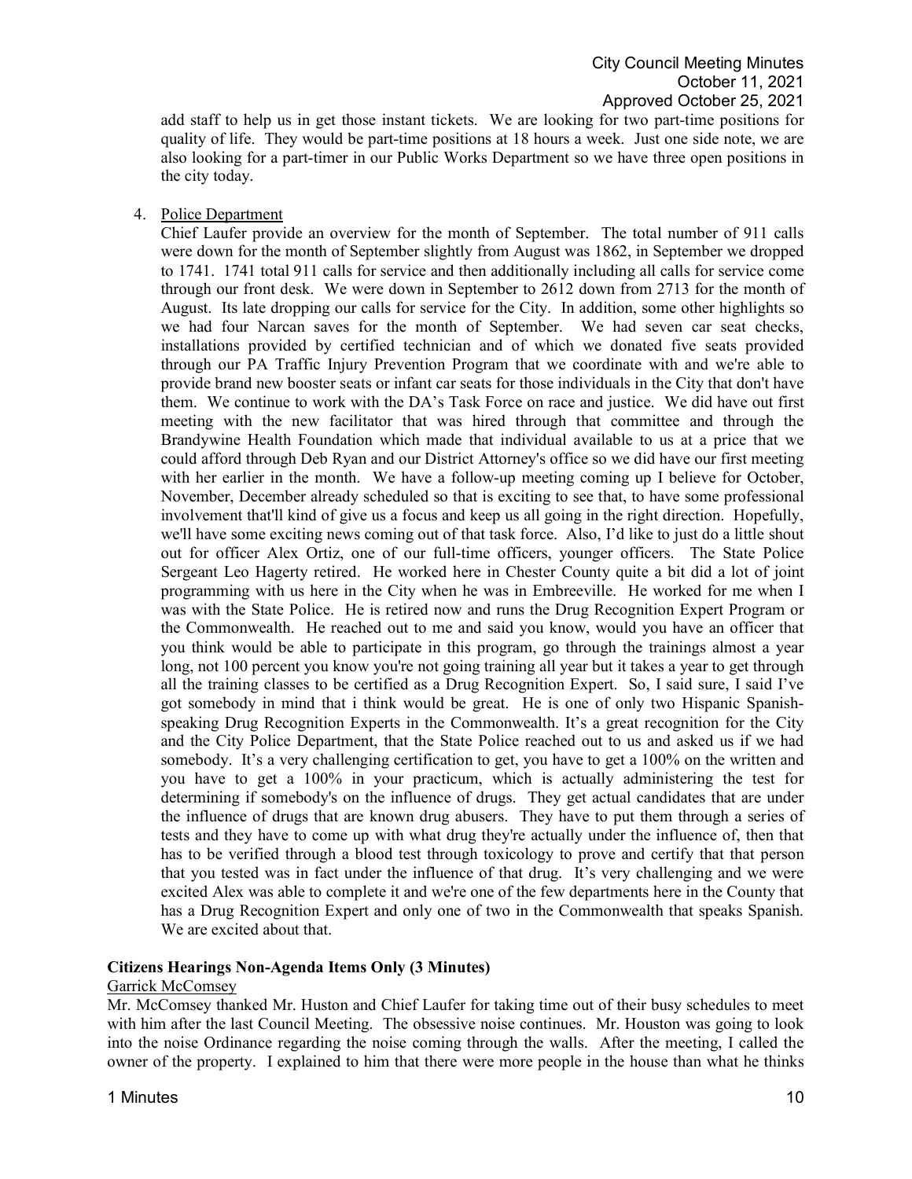add staff to help us in get those instant tickets. We are looking for two part-time positions for quality of life. They would be part-time positions at 18 hours a week. Just one side note, we are also looking for a part-timer in our Public Works Department so we have three open positions in the city today.

4. Police Department

   Chief Laufer provide an overview for the month of September. The total number of 911 calls were down for the month of September slightly from August was 1862, in September we dropped to 1741. 1741 total 911 calls for service and then additionally including all calls for service come through our front desk. We were down in September to 2612 down from 2713 for the month of August. Its late dropping our calls for service for the City. In addition, some other highlights so we had four Narcan saves for the month of September. We had seven car seat checks, installations provided by certified technician and of which we donated five seats provided through our PA Traffic Injury Prevention Program that we coordinate with and we're able to provide brand new booster seats or infant car seats for those individuals in the City that don't have them. We continue to work with the DA's Task Force on race and justice. We did have out first meeting with the new facilitator that was hired through that committee and through the Brandywine Health Foundation which made that individual available to us at a price that we could afford through Deb Ryan and our District Attorney's office so we did have our first meeting with her earlier in the month. We have a follow-up meeting coming up I believe for October, November, December already scheduled so that is exciting to see that, to have some professional involvement that'll kind of give us a focus and keep us all going in the right direction. Hopefully, we'll have some exciting news coming out of that task force. Also, I'd like to just do a little shout out for officer Alex Ortiz, one of our full-time officers, younger officers. The State Police Sergeant Leo Hagerty retired. He worked here in Chester County quite a bit did a lot of joint programming with us here in the City when he was in Embreeville. He worked for me when I was with the State Police. He is retired now and runs the Drug Recognition Expert Program or the Commonwealth. He reached out to me and said you know, would you have an officer that you think would be able to participate in this program, go through the trainings almost a year long, not 100 percent you know you're not going training all year but it takes a year to get through all the training classes to be certified as a Drug Recognition Expert. So, I said sure, I said I've got somebody in mind that i think would be great. He is one of only two Hispanic Spanish-speaking Drug Recognition Experts in the Commonwealth. It's a great recognition for the City and the City Police Department, that the State Police reached out to us and asked us if we had somebody. It's a very challenging certification to get, you have to get a 100% on the written and you have to get a 100% in your practicum, which is actually administering the test for determining if somebody's on the influence of drugs. They get actual candidates that are under the influence of drugs that are known drug abusers. They have to put them through a series of tests and they have to come up with what drug they're actually under the influence of, then that has to be verified through a blood test through toxicology to prove and certify that that person that you tested was in fact under the influence of that drug. It's very challenging and we were excited Alex was able to complete it and we're one of the few departments here in the County that has a Drug Recognition Expert and only one of two in the Commonwealth that speaks Spanish. We are excited about that.

**Citizens Hearings Non-Agenda Items Only (3 Minutes)**

Garrick McComsey

Mr. McComsey thanked Mr. Huston and Chief Laufer for taking time out of their busy schedules to meet with him after the last Council Meeting. The obsessive noise continues. Mr. Houston was going to look into the noise Ordinance regarding the noise coming through the walls. After the meeting, I called the owner of the property. I explained to him that there were more people in the house than what he thinks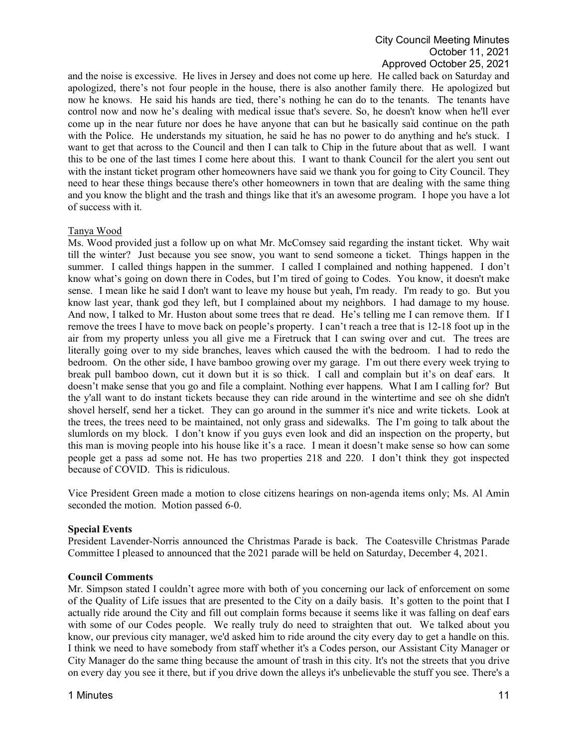and the noise is excessive. He lives in Jersey and does not come up here. He called back on Saturday and apologized, there's not four people in the house, there is also another family there. He apologized but now he knows. He said his hands are tied, there's nothing he can do to the tenants. The tenants have control now and now he's dealing with medical issue that's severe. So, he doesn't know when he'll ever come up in the near future nor does he have anyone that can but he basically said continue on the path with the Police. He understands my situation, he said he has no power to do anything and he's stuck. I want to get that across to the Council and then I can talk to Chip in the future about that as well. I want this to be one of the last times I come here about this. I want to thank Council for the alert you sent out with the instant ticket program other homeowners have said we thank you for going to City Council. They need to hear these things because there's other homeowners in town that are dealing with the same thing and you know the blight and the trash and things like that it's an awesome program. I hope you have a lot of success with it.

Tanya Wood

Ms. Wood provided just a follow up on what Mr. McComsey said regarding the instant ticket. Why wait till the winter? Just because you see snow, you want to send someone a ticket. Things happen in the summer. I called things happen in the summer. I called I complained and nothing happened. I don't know what's going on down there in Codes, but I'm tired of going to Codes. You know, it doesn't make sense. I mean like he said I don't want to leave my house but yeah, I'm ready. I'm ready to go. But you know last year, thank god they left, but I complained about my neighbors. I had damage to my house. And now, I talked to Mr. Huston about some trees that re dead. He's telling me I can remove them. If I remove the trees I have to move back on people's property. I can't reach a tree that is 12-18 foot up in the air from my property unless you all give me a Firetruck that I can swing over and cut. The trees are literally going over to my side branches, leaves which caused the with the bedroom. I had to redo the bedroom. On the other side, I have bamboo growing over my garage. I'm out there every week trying to break pull bamboo down, cut it down but it is so thick. I call and complain but it's on deaf ears. It doesn't make sense that you go and file a complaint. Nothing ever happens. What I am I calling for? But the y'all want to do instant tickets because they can ride around in the wintertime and see oh she didn't shovel herself, send her a ticket. They can go around in the summer it's nice and write tickets. Look at the trees, the trees need to be maintained, not only grass and sidewalks. The I'm going to talk about the slumlords on my block. I don't know if you guys even look and did an inspection on the property, but this man is moving people into his house like it's a race. I mean it doesn't make sense so how can some people get a pass ad some not. He has two properties 218 and 220. I don't think they got inspected because of COVID. This is ridiculous.

Vice President Green made a motion to close citizens hearings on non-agenda items only; Ms. Al Amin seconded the motion. Motion passed 6-0.

**Special Events**

President Lavender-Norris announced the Christmas Parade is back. The Coatesville Christmas Parade Committee I pleased to announced that the 2021 parade will be held on Saturday, December 4, 2021.

**Council Comments**

Mr. Simpson stated I couldn't agree more with both of you concerning our lack of enforcement on some of the Quality of Life issues that are presented to the City on a daily basis. It's gotten to the point that I actually ride around the City and fill out complain forms because it seems like it was falling on deaf ears with some of our Codes people. We really truly do need to straighten that out. We talked about you know, our previous city manager, we'd asked him to ride around the city every day to get a handle on this. I think we need to have somebody from staff whether it's a Codes person, our Assistant City Manager or City Manager do the same thing because the amount of trash in this city. It's not the streets that you drive on every day you see it there, but if you drive down the alleys it's unbelievable the stuff you see. There's a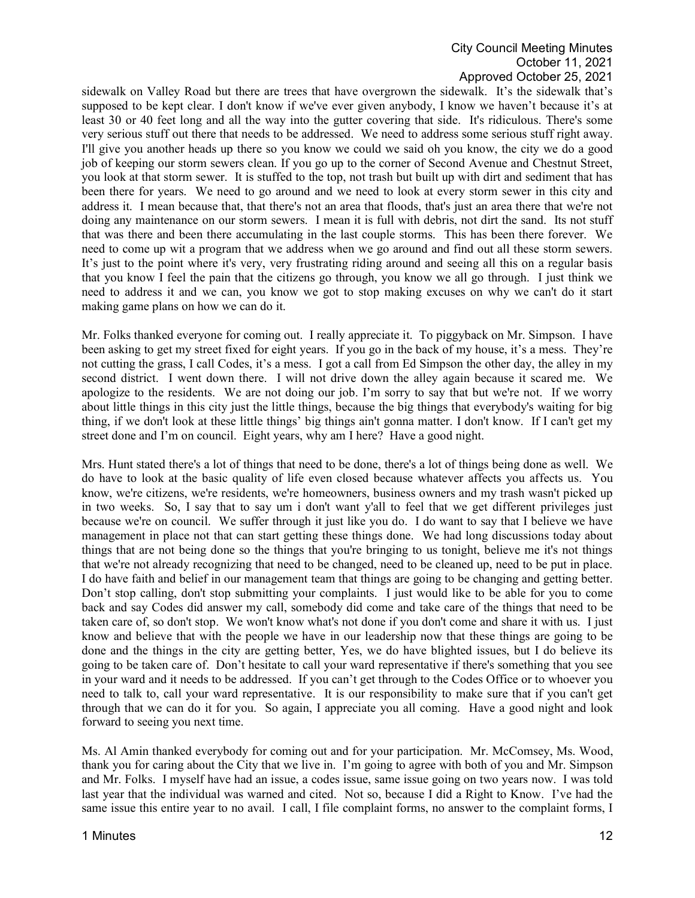sidewalk on Valley Road but there are trees that have overgrown the sidewalk. It's the sidewalk that's supposed to be kept clear. I don't know if we've ever given anybody, I know we haven't because it's at least 30 or 40 feet long and all the way into the gutter covering that side. It's ridiculous. There's some very serious stuff out there that needs to be addressed. We need to address some serious stuff right away. I'll give you another heads up there so you know we could we said oh you know, the city we do a good job of keeping our storm sewers clean. If you go up to the corner of Second Avenue and Chestnut Street, you look at that storm sewer. It is stuffed to the top, not trash but built up with dirt and sediment that has been there for years. We need to go around and we need to look at every storm sewer in this city and address it. I mean because that, that there's not an area that floods, that's just an area there that we're not doing any maintenance on our storm sewers. I mean it is full with debris, not dirt the sand. Its not stuff that was there and been there accumulating in the last couple storms. This has been there forever. We need to come up wit a program that we address when we go around and find out all these storm sewers. It's just to the point where it's very, very frustrating riding around and seeing all this on a regular basis that you know I feel the pain that the citizens go through, you know we all go through. I just think we need to address it and we can, you know we got to stop making excuses on why we can't do it start making game plans on how we can do it.

Mr. Folks thanked everyone for coming out. I really appreciate it. To piggyback on Mr. Simpson. I have been asking to get my street fixed for eight years. If you go in the back of my house, it's a mess. They're not cutting the grass, I call Codes, it's a mess. I got a call from Ed Simpson the other day, the alley in my second district. I went down there. I will not drive down the alley again because it scared me. We apologize to the residents. We are not doing our job. I'm sorry to say that but we're not. If we worry about little things in this city just the little things, because the big things that everybody's waiting for big thing, if we don't look at these little things' big things ain't gonna matter. I don't know. If I can't get my street done and I'm on council. Eight years, why am I here? Have a good night.

Mrs. Hunt stated there's a lot of things that need to be done, there's a lot of things being done as well. We do have to look at the basic quality of life even closed because whatever affects you affects us. You know, we're citizens, we're residents, we're homeowners, business owners and my trash wasn't picked up in two weeks. So, I say that to say um i don't want y'all to feel that we get different privileges just because we're on council. We suffer through it just like you do. I do want to say that I believe we have management in place not that can start getting these things done. We had long discussions today about things that are not being done so the things that you're bringing to us tonight, believe me it's not things that we're not already recognizing that need to be changed, need to be cleaned up, need to be put in place. I do have faith and belief in our management team that things are going to be changing and getting better. Don't stop calling, don't stop submitting your complaints. I just would like to be able for you to come back and say Codes did answer my call, somebody did come and take care of the things that need to be taken care of, so don't stop. We won't know what's not done if you don't come and share it with us. I just know and believe that with the people we have in our leadership now that these things are going to be done and the things in the city are getting better, Yes, we do have blighted issues, but I do believe its going to be taken care of. Don't hesitate to call your ward representative if there's something that you see in your ward and it needs to be addressed. If you can't get through to the Codes Office or to whoever you need to talk to, call your ward representative. It is our responsibility to make sure that if you can't get through that we can do it for you. So again, I appreciate you all coming. Have a good night and look forward to seeing you next time.

Ms. Al Amin thanked everybody for coming out and for your participation. Mr. McComsey, Ms. Wood, thank you for caring about the City that we live in. I'm going to agree with both of you and Mr. Simpson and Mr. Folks. I myself have had an issue, a codes issue, same issue going on two years now. I was told last year that the individual was warned and cited. Not so, because I did a Right to Know. I've had the same issue this entire year to no avail. I call, I file complaint forms, no answer to the complaint forms, I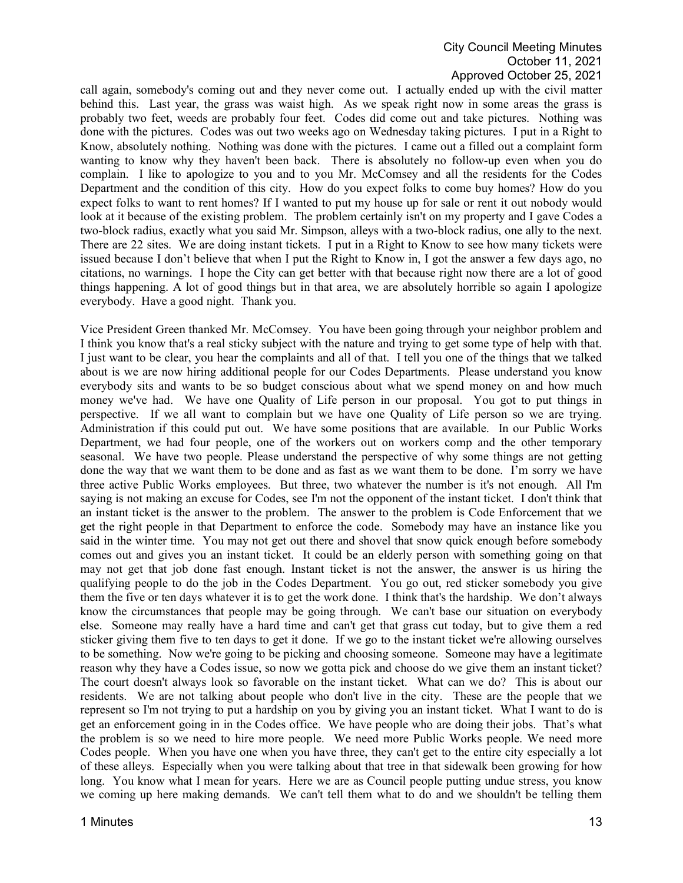call again, somebody's coming out and they never come out. I actually ended up with the civil matter behind this. Last year, the grass was waist high. As we speak right now in some areas the grass is probably two feet, weeds are probably four feet. Codes did come out and take pictures. Nothing was done with the pictures. Codes was out two weeks ago on Wednesday taking pictures. I put in a Right to Know, absolutely nothing. Nothing was done with the pictures. I came out a filled out a complaint form wanting to know why they haven't been back. There is absolutely no follow-up even when you do complain. I like to apologize to you and to you Mr. McComsey and all the residents for the Codes Department and the condition of this city. How do you expect folks to come buy homes? How do you expect folks to want to rent homes? If I wanted to put my house up for sale or rent it out nobody would look at it because of the existing problem. The problem certainly isn't on my property and I gave Codes a two-block radius, exactly what you said Mr. Simpson, alleys with a two-block radius, one ally to the next. There are 22 sites. We are doing instant tickets. I put in a Right to Know to see how many tickets were issued because I don't believe that when I put the Right to Know in, I got the answer a few days ago, no citations, no warnings. I hope the City can get better with that because right now there are a lot of good things happening. A lot of good things but in that area, we are absolutely horrible so again I apologize everybody. Have a good night. Thank you.

Vice President Green thanked Mr. McComsey. You have been going through your neighbor problem and I think you know that's a real sticky subject with the nature and trying to get some type of help with that. I just want to be clear, you hear the complaints and all of that. I tell you one of the things that we talked about is we are now hiring additional people for our Codes Departments. Please understand you know everybody sits and wants to be so budget conscious about what we spend money on and how much money we've had. We have one Quality of Life person in our proposal. You got to put things in perspective. If we all want to complain but we have one Quality of Life person so we are trying. Administration if this could put out. We have some positions that are available. In our Public Works Department, we had four people, one of the workers out on workers comp and the other temporary seasonal. We have two people. Please understand the perspective of why some things are not getting done the way that we want them to be done and as fast as we want them to be done. I'm sorry we have three active Public Works employees. But three, two whatever the number is it's not enough. All I'm saying is not making an excuse for Codes, see I'm not the opponent of the instant ticket. I don't think that an instant ticket is the answer to the problem. The answer to the problem is Code Enforcement that we get the right people in that Department to enforce the code. Somebody may have an instance like you said in the winter time. You may not get out there and shovel that snow quick enough before somebody comes out and gives you an instant ticket. It could be an elderly person with something going on that may not get that job done fast enough. Instant ticket is not the answer, the answer is us hiring the qualifying people to do the job in the Codes Department. You go out, red sticker somebody you give them the five or ten days whatever it is to get the work done. I think that's the hardship. We don't always know the circumstances that people may be going through. We can't base our situation on everybody else. Someone may really have a hard time and can't get that grass cut today, but to give them a red sticker giving them five to ten days to get it done. If we go to the instant ticket we're allowing ourselves to be something. Now we're going to be picking and choosing someone. Someone may have a legitimate reason why they have a Codes issue, so now we gotta pick and choose do we give them an instant ticket? The court doesn't always look so favorable on the instant ticket. What can we do? This is about our residents. We are not talking about people who don't live in the city. These are the people that we represent so I'm not trying to put a hardship on you by giving you an instant ticket. What I want to do is get an enforcement going in in the Codes office. We have people who are doing their jobs. That's what the problem is so we need to hire more people. We need more Public Works people. We need more Codes people. When you have one when you have three, they can't get to the entire city especially a lot of these alleys. Especially when you were talking about that tree in that sidewalk been growing for how long. You know what I mean for years. Here we are as Council people putting undue stress, you know we coming up here making demands. We can't tell them what to do and we shouldn't be telling them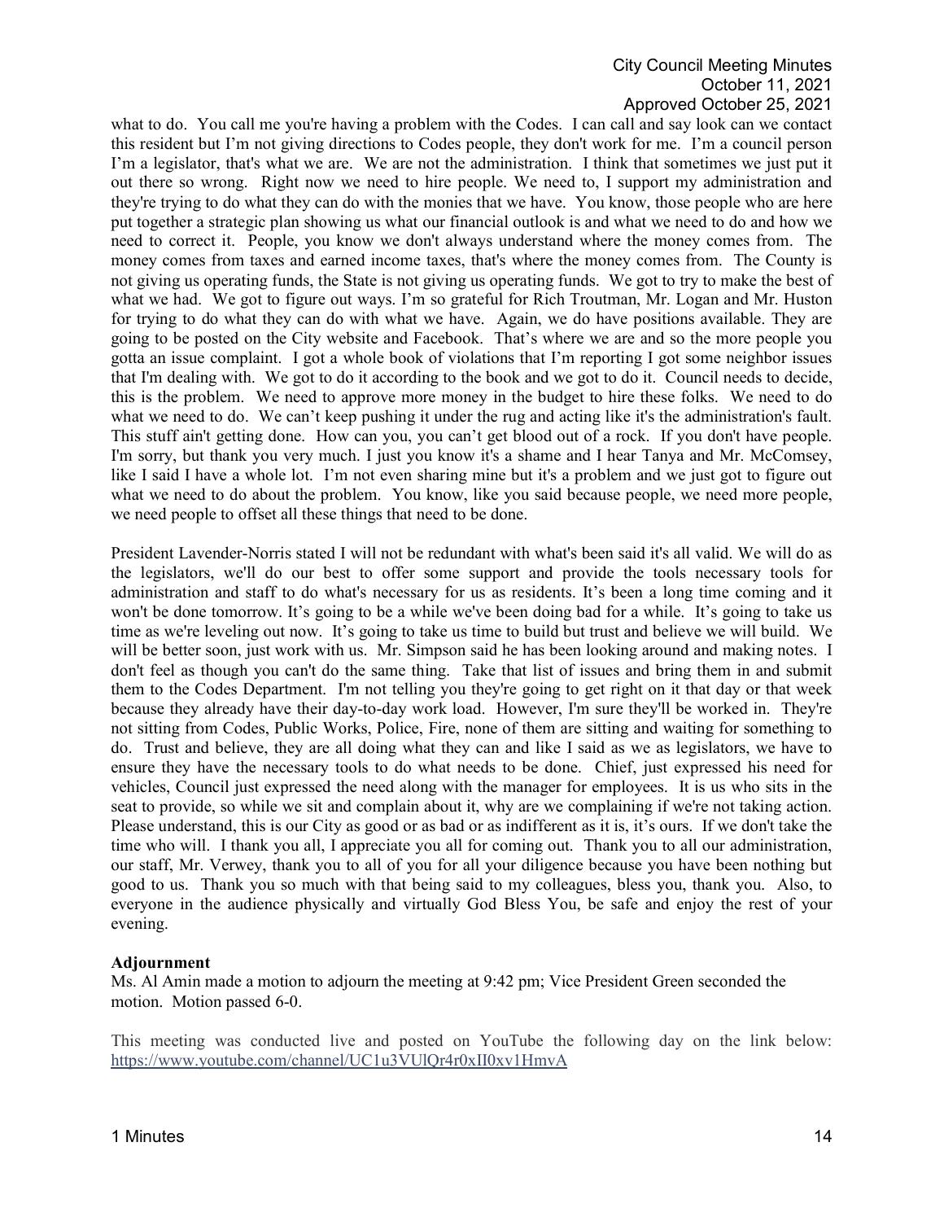what to do. You call me you're having a problem with the Codes. I can call and say look can we contact this resident but I'm not giving directions to Codes people, they don't work for me. I'm a council person I'm a legislator, that's what we are. We are not the administration. I think that sometimes we just put it out there so wrong. Right now we need to hire people. We need to, I support my administration and they're trying to do what they can do with the monies that we have. You know, those people who are here put together a strategic plan showing us what our financial outlook is and what we need to do and how we need to correct it. People, you know we don't always understand where the money comes from. The money comes from taxes and earned income taxes, that's where the money comes from. The County is not giving us operating funds, the State is not giving us operating funds. We got to try to make the best of what we had. We got to figure out ways. I'm so grateful for Rich Troutman, Mr. Logan and Mr. Huston for trying to do what they can do with what we have. Again, we do have positions available. They are going to be posted on the City website and Facebook. That's where we are and so the more people you gotta an issue complaint. I got a whole book of violations that I'm reporting I got some neighbor issues that I'm dealing with. We got to do it according to the book and we got to do it. Council needs to decide, this is the problem. We need to approve more money in the budget to hire these folks. We need to do what we need to do. We can't keep pushing it under the rug and acting like it's the administration's fault. This stuff ain't getting done. How can you, you can't get blood out of a rock. If you don't have people. I'm sorry, but thank you very much. I just you know it's a shame and I hear Tanya and Mr. McComsey, like I said I have a whole lot. I'm not even sharing mine but it's a problem and we just got to figure out what we need to do about the problem. You know, like you said because people, we need more people, we need people to offset all these things that need to be done.

President Lavender-Norris stated I will not be redundant with what's been said it's all valid. We will do as the legislators, we'll do our best to offer some support and provide the tools necessary tools for administration and staff to do what's necessary for us as residents. It's been a long time coming and it won't be done tomorrow. It's going to be a while we've been doing bad for a while. It's going to take us time as we're leveling out now. It's going to take us time to build but trust and believe we will build. We will be better soon, just work with us. Mr. Simpson said he has been looking around and making notes. I don't feel as though you can't do the same thing. Take that list of issues and bring them in and submit them to the Codes Department. I'm not telling you they're going to get right on it that day or that week because they already have their day-to-day work load. However, I'm sure they'll be worked in. They're not sitting from Codes, Public Works, Police, Fire, none of them are sitting and waiting for something to do. Trust and believe, they are all doing what they can and like I said as we as legislators, we have to ensure they have the necessary tools to do what needs to be done. Chief, just expressed his need for vehicles, Council just expressed the need along with the manager for employees. It is us who sits in the seat to provide, so while we sit and complain about it, why are we complaining if we're not taking action. Please understand, this is our City as good or as bad or as indifferent as it is, it's ours. If we don't take the time who will. I thank you all, I appreciate you all for coming out. Thank you to all our administration, our staff, Mr. Verwey, thank you to all of you for all your diligence because you have been nothing but good to us. Thank you so much with that being said to my colleagues, bless you, thank you. Also, to everyone in the audience physically and virtually God Bless You, be safe and enjoy the rest of your evening.

**Adjournment**

Ms. Al Amin made a motion to adjourn the meeting at 9:42 pm; Vice President Green seconded the motion. Motion passed 6-0.

This meeting was conducted live and posted on YouTube the following day on the link below: https://www.youtube.com/channel/UC1u3VUlQr4r0xII0xv1HmvA